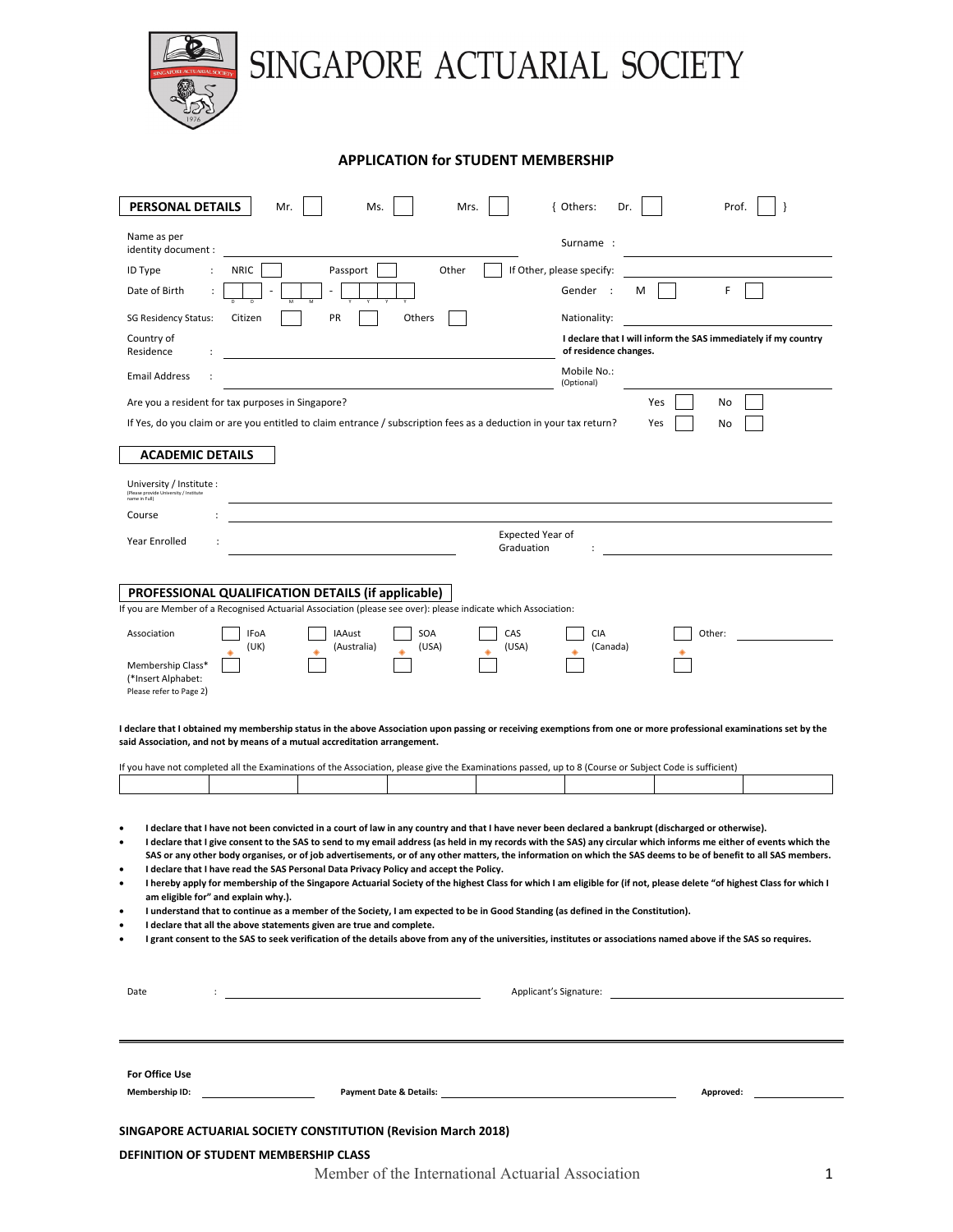# SINGAPORE ACTUARIAL SOCIETY

## APPLICATION for STUDENT MEMBERSHIP

**PERSONAL DETAILS** Mr. ☐ Ms. ☐ Mrs. ☐ { Others: Dr. ☐ Prof. ☐ }

Name as per identity document : ________________ Surname : ________________

ID Type : NRIC ☐ Passport ☐ Other ☐ If Other, please specify: ________________

Date of Birth : ☐☐ - ☐☐ - ☐☐☐☐ (D D - M M - Y Y Y Y) Gender : M ☐ F ☐

SG Residency Status: Citizen ☐ PR ☐ Others ☐ Nationality: ________________

Country of Residence : ________________ **I declare that I will inform the SAS immediately if my country of residence changes.**

Email Address : ________________ Mobile No.: (Optional) ________________

Are you a resident for tax purposes in Singapore? Yes ☐ No ☐

If Yes, do you claim or are you entitled to claim entrance / subscription fees as a deduction in your tax return? Yes ☐ No ☐

**ACADEMIC DETAILS**

University / Institute : (Please provide University / Institute name in Full) ________________

Course : ________________

Year Enrolled : ________________ Expected Year of Graduation : ________________

**PROFESSIONAL QUALIFICATION DETAILS (if applicable)**

If you are Member of a Recognised Actuarial Association (please see over): please indicate which Association:

| Association | IFoA (UK) | IAAust (Australia) | SOA (USA) | CAS (USA) | CIA (Canada) | Other: ______ |
|---|---|---|---|---|---|---|
| Membership Class* (*Insert Alphabet: Please refer to Page 2) | ☐ | ☐ | ☐ | ☐ | ☐ | ☐ |

**I declare that I obtained my membership status in the above Association upon passing or receiving exemptions from one or more professional examinations set by the said Association, and not by means of a mutual accreditation arrangement.**

If you have not completed all the Examinations of the Association, please give the Examinations passed, up to 8 (Course or Subject Code is sufficient)

| | | | | | | | |
|---|---|---|---|---|---|---|---|
| | | | | | | | |

- **I declare that I have not been convicted in a court of law in any country and that I have never been declared a bankrupt (discharged or otherwise).**
- **I declare that I give consent to the SAS to send to my email address (as held in my records with the SAS) any circular which informs me either of events which the SAS or any other body organises, or of job advertisements, or of any other matters, the information on which the SAS deems to be of benefit to all SAS members.**
- **I declare that I have read the SAS Personal Data Privacy Policy and accept the Policy.**
- **I hereby apply for membership of the Singapore Actuarial Society of the highest Class for which I am eligible for (if not, please delete "of highest Class for which I am eligible for" and explain why.).**
- **I understand that to continue as a member of the Society, I am expected to be in Good Standing (as defined in the Constitution).**
- **I declare that all the above statements given are true and complete.**
- **I grant consent to the SAS to seek verification of the details above from any of the universities, institutes or associations named above if the SAS so requires.**

Date : ________________ Applicant's Signature: ________________

**For Office Use**

**Membership ID:** ________________ **Payment Date & Details:** ________________ **Approved:** ________________

**SINGAPORE ACTUARIAL SOCIETY CONSTITUTION (Revision March 2018)**

**DEFINITION OF STUDENT MEMBERSHIP CLASS**

Member of the International Actuarial Association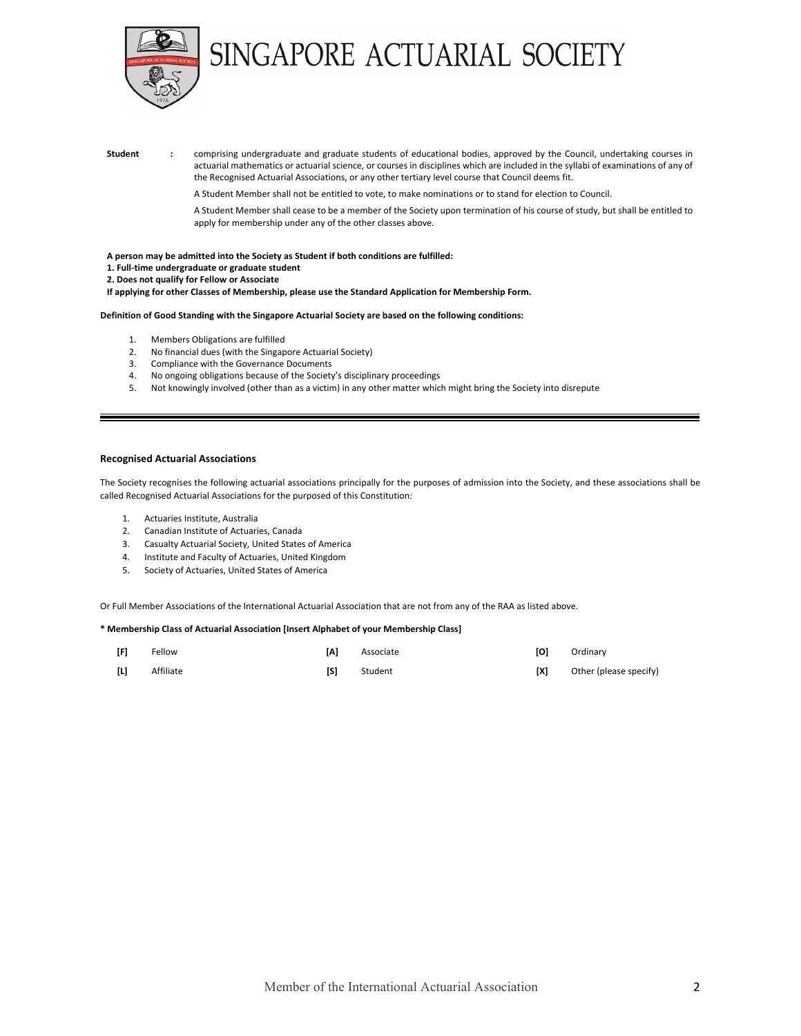# SINGAPORE ACTUARIAL SOCIETY

**Student** : comprising undergraduate and graduate students of educational bodies, approved by the Council, undertaking courses in actuarial mathematics or actuarial science, or courses in disciplines which are included in the syllabi of examinations of any of the Recognised Actuarial Associations, or any other tertiary level course that Council deems fit.

A Student Member shall not be entitled to vote, to make nominations or to stand for election to Council.

A Student Member shall cease to be a member of the Society upon termination of his course of study, but shall be entitled to apply for membership under any of the other classes above.

**A person may be admitted into the Society as Student if both conditions are fulfilled:**
**1. Full-time undergraduate or graduate student**
**2. Does not qualify for Fellow or Associate**
**If applying for other Classes of Membership, please use the Standard Application for Membership Form.**

**Definition of Good Standing with the Singapore Actuarial Society are based on the following conditions:**

1. Members Obligations are fulfilled
2. No financial dues (with the Singapore Actuarial Society)
3. Compliance with the Governance Documents
4. No ongoing obligations because of the Society's disciplinary proceedings
5. Not knowingly involved (other than as a victim) in any other matter which might bring the Society into disrepute

---

**Recognised Actuarial Associations**

The Society recognises the following actuarial associations principally for the purposes of admission into the Society, and these associations shall be called Recognised Actuarial Associations for the purposed of this Constitution:

1. Actuaries Institute, Australia
2. Canadian Institute of Actuaries, Canada
3. Casualty Actuarial Society, United States of America
4. Institute and Faculty of Actuaries, United Kingdom
5. Society of Actuaries, United States of America

Or Full Member Associations of the International Actuarial Association that are not from any of the RAA as listed above.

**\* Membership Class of Actuarial Association [Insert Alphabet of your Membership Class]**

| | | | | | |
|---|---|---|---|---|---|
| **[F]** | Fellow | **[A]** | Associate | **[O]** | Ordinary |
| **[L]** | Affiliate | **[S]** | Student | **[X]** | Other (please specify) |

Member of the International Actuarial Association